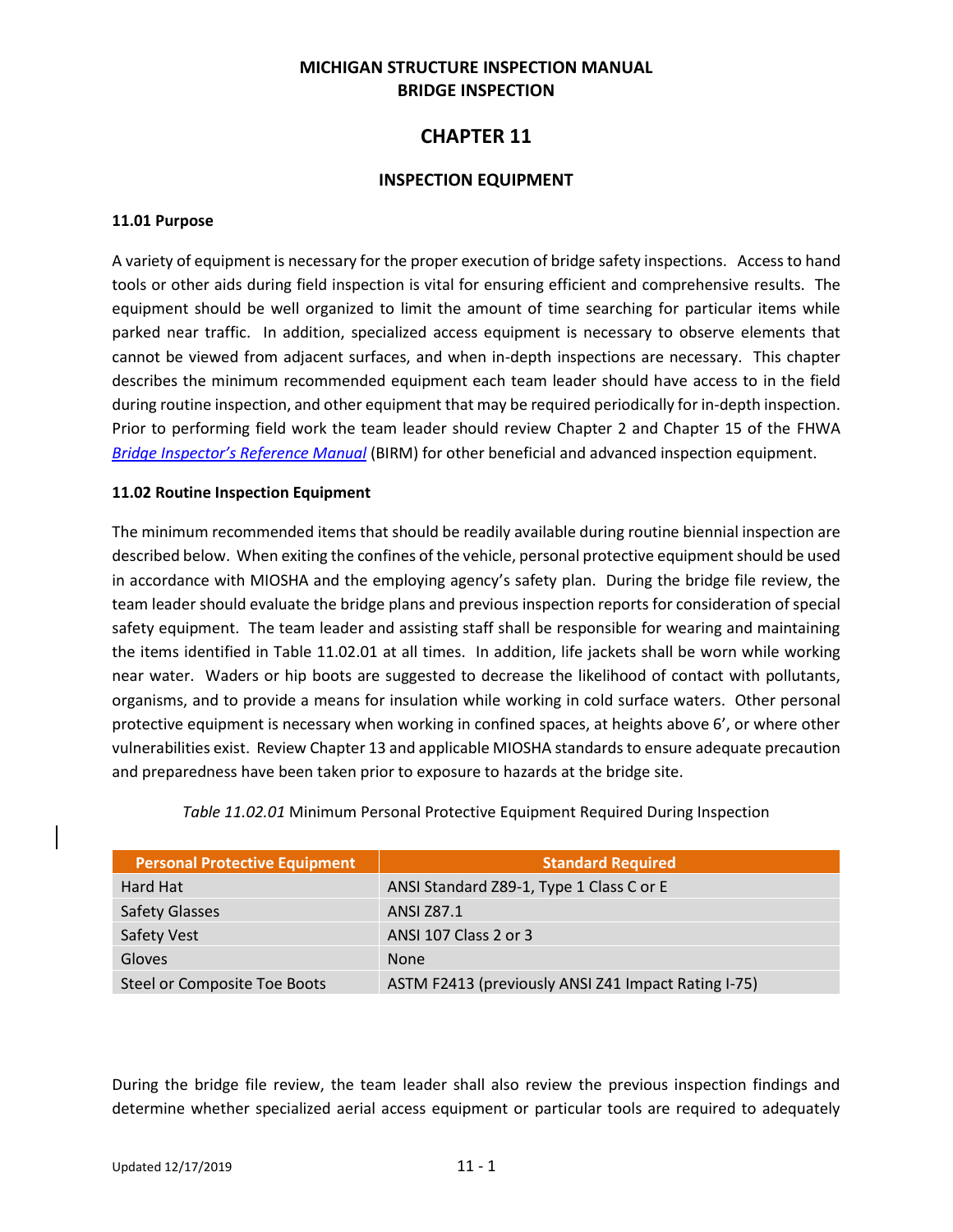# MICHIGAN STRUCTURE INSPECTION MANUAL
# BRIDGE INSPECTION

## CHAPTER 11

### INSPECTION EQUIPMENT

#### 11.01 Purpose

A variety of equipment is necessary for the proper execution of bridge safety inspections. Access to hand tools or other aids during field inspection is vital for ensuring efficient and comprehensive results. The equipment should be well organized to limit the amount of time searching for particular items while parked near traffic. In addition, specialized access equipment is necessary to observe elements that cannot be viewed from adjacent surfaces, and when in-depth inspections are necessary. This chapter describes the minimum recommended equipment each team leader should have access to in the field during routine inspection, and other equipment that may be required periodically for in-depth inspection. Prior to performing field work the team leader should review Chapter 2 and Chapter 15 of the FHWA *Bridge Inspector's Reference Manual* (BIRM) for other beneficial and advanced inspection equipment.

#### 11.02 Routine Inspection Equipment

The minimum recommended items that should be readily available during routine biennial inspection are described below. When exiting the confines of the vehicle, personal protective equipment should be used in accordance with MIOSHA and the employing agency's safety plan. During the bridge file review, the team leader should evaluate the bridge plans and previous inspection reports for consideration of special safety equipment. The team leader and assisting staff shall be responsible for wearing and maintaining the items identified in Table 11.02.01 at all times. In addition, life jackets shall be worn while working near water. Waders or hip boots are suggested to decrease the likelihood of contact with pollutants, organisms, and to provide a means for insulation while working in cold surface waters. Other personal protective equipment is necessary when working in confined spaces, at heights above 6', or where other vulnerabilities exist. Review Chapter 13 and applicable MIOSHA standards to ensure adequate precaution and preparedness have been taken prior to exposure to hazards at the bridge site.

*Table 11.02.01* Minimum Personal Protective Equipment Required During Inspection

| Personal Protective Equipment | Standard Required |
|---|---|
| Hard Hat | ANSI Standard Z89-1, Type 1 Class C or E |
| Safety Glasses | ANSI Z87.1 |
| Safety Vest | ANSI 107 Class 2 or 3 |
| Gloves | None |
| Steel or Composite Toe Boots | ASTM F2413 (previously ANSI Z41 Impact Rating I-75) |

During the bridge file review, the team leader shall also review the previous inspection findings and determine whether specialized aerial access equipment or particular tools are required to adequately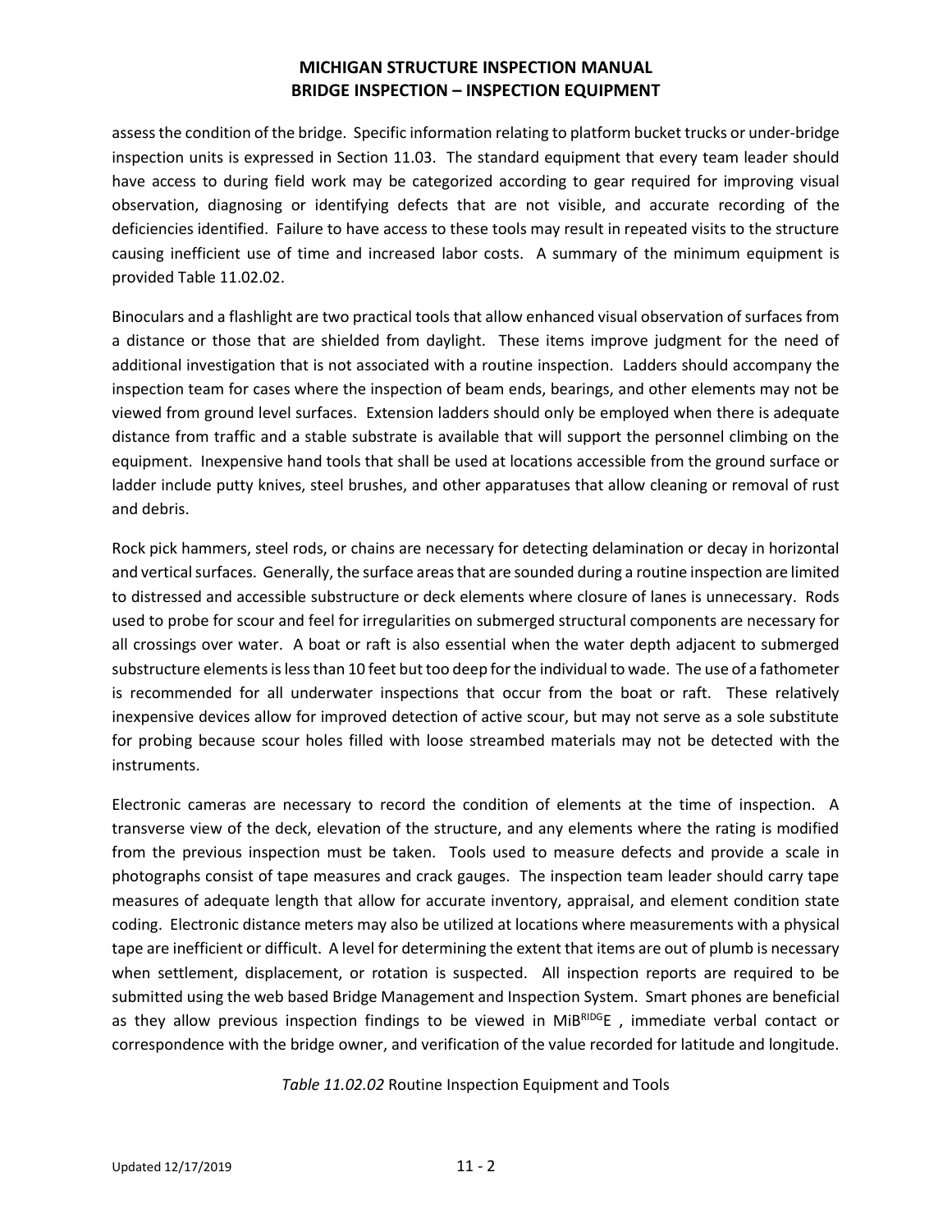assess the condition of the bridge. Specific information relating to platform bucket trucks or under-bridge inspection units is expressed in Section 11.03. The standard equipment that every team leader should have access to during field work may be categorized according to gear required for improving visual observation, diagnosing or identifying defects that are not visible, and accurate recording of the deficiencies identified. Failure to have access to these tools may result in repeated visits to the structure causing inefficient use of time and increased labor costs. A summary of the minimum equipment is provided Table 11.02.02.

Binoculars and a flashlight are two practical tools that allow enhanced visual observation of surfaces from a distance or those that are shielded from daylight. These items improve judgment for the need of additional investigation that is not associated with a routine inspection. Ladders should accompany the inspection team for cases where the inspection of beam ends, bearings, and other elements may not be viewed from ground level surfaces. Extension ladders should only be employed when there is adequate distance from traffic and a stable substrate is available that will support the personnel climbing on the equipment. Inexpensive hand tools that shall be used at locations accessible from the ground surface or ladder include putty knives, steel brushes, and other apparatuses that allow cleaning or removal of rust and debris.

Rock pick hammers, steel rods, or chains are necessary for detecting delamination or decay in horizontal and vertical surfaces. Generally, the surface areas that are sounded during a routine inspection are limited to distressed and accessible substructure or deck elements where closure of lanes is unnecessary. Rods used to probe for scour and feel for irregularities on submerged structural components are necessary for all crossings over water. A boat or raft is also essential when the water depth adjacent to submerged substructure elements is less than 10 feet but too deep for the individual to wade. The use of a fathometer is recommended for all underwater inspections that occur from the boat or raft. These relatively inexpensive devices allow for improved detection of active scour, but may not serve as a sole substitute for probing because scour holes filled with loose streambed materials may not be detected with the instruments.

Electronic cameras are necessary to record the condition of elements at the time of inspection. A transverse view of the deck, elevation of the structure, and any elements where the rating is modified from the previous inspection must be taken. Tools used to measure defects and provide a scale in photographs consist of tape measures and crack gauges. The inspection team leader should carry tape measures of adequate length that allow for accurate inventory, appraisal, and element condition state coding. Electronic distance meters may also be utilized at locations where measurements with a physical tape are inefficient or difficult. A level for determining the extent that items are out of plumb is necessary when settlement, displacement, or rotation is suspected. All inspection reports are required to be submitted using the web based Bridge Management and Inspection System. Smart phones are beneficial as they allow previous inspection findings to be viewed in MiB^RIDG^E , immediate verbal contact or correspondence with the bridge owner, and verification of the value recorded for latitude and longitude.

*Table 11.02.02* Routine Inspection Equipment and Tools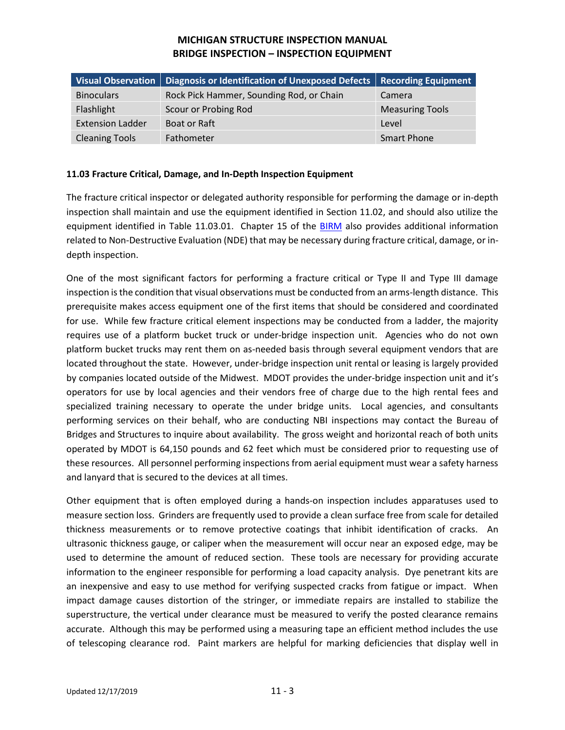| Visual Observation | Diagnosis or Identification of Unexposed Defects | Recording Equipment |
|---|---|---|
| Binoculars | Rock Pick Hammer, Sounding Rod, or Chain | Camera |
| Flashlight | Scour or Probing Rod | Measuring Tools |
| Extension Ladder | Boat or Raft | Level |
| Cleaning Tools | Fathometer | Smart Phone |

**11.03 Fracture Critical, Damage, and In-Depth Inspection Equipment**

The fracture critical inspector or delegated authority responsible for performing the damage or in-depth inspection shall maintain and use the equipment identified in Section 11.02, and should also utilize the equipment identified in Table 11.03.01. Chapter 15 of the BIRM also provides additional information related to Non-Destructive Evaluation (NDE) that may be necessary during fracture critical, damage, or in-depth inspection.

One of the most significant factors for performing a fracture critical or Type II and Type III damage inspection is the condition that visual observations must be conducted from an arms-length distance. This prerequisite makes access equipment one of the first items that should be considered and coordinated for use. While few fracture critical element inspections may be conducted from a ladder, the majority requires use of a platform bucket truck or under-bridge inspection unit. Agencies who do not own platform bucket trucks may rent them on as-needed basis through several equipment vendors that are located throughout the state. However, under-bridge inspection unit rental or leasing is largely provided by companies located outside of the Midwest. MDOT provides the under-bridge inspection unit and it's operators for use by local agencies and their vendors free of charge due to the high rental fees and specialized training necessary to operate the under bridge units. Local agencies, and consultants performing services on their behalf, who are conducting NBI inspections may contact the Bureau of Bridges and Structures to inquire about availability. The gross weight and horizontal reach of both units operated by MDOT is 64,150 pounds and 62 feet which must be considered prior to requesting use of these resources. All personnel performing inspections from aerial equipment must wear a safety harness and lanyard that is secured to the devices at all times.

Other equipment that is often employed during a hands-on inspection includes apparatuses used to measure section loss. Grinders are frequently used to provide a clean surface free from scale for detailed thickness measurements or to remove protective coatings that inhibit identification of cracks. An ultrasonic thickness gauge, or caliper when the measurement will occur near an exposed edge, may be used to determine the amount of reduced section. These tools are necessary for providing accurate information to the engineer responsible for performing a load capacity analysis. Dye penetrant kits are an inexpensive and easy to use method for verifying suspected cracks from fatigue or impact. When impact damage causes distortion of the stringer, or immediate repairs are installed to stabilize the superstructure, the vertical under clearance must be measured to verify the posted clearance remains accurate. Although this may be performed using a measuring tape an efficient method includes the use of telescoping clearance rod. Paint markers are helpful for marking deficiencies that display well in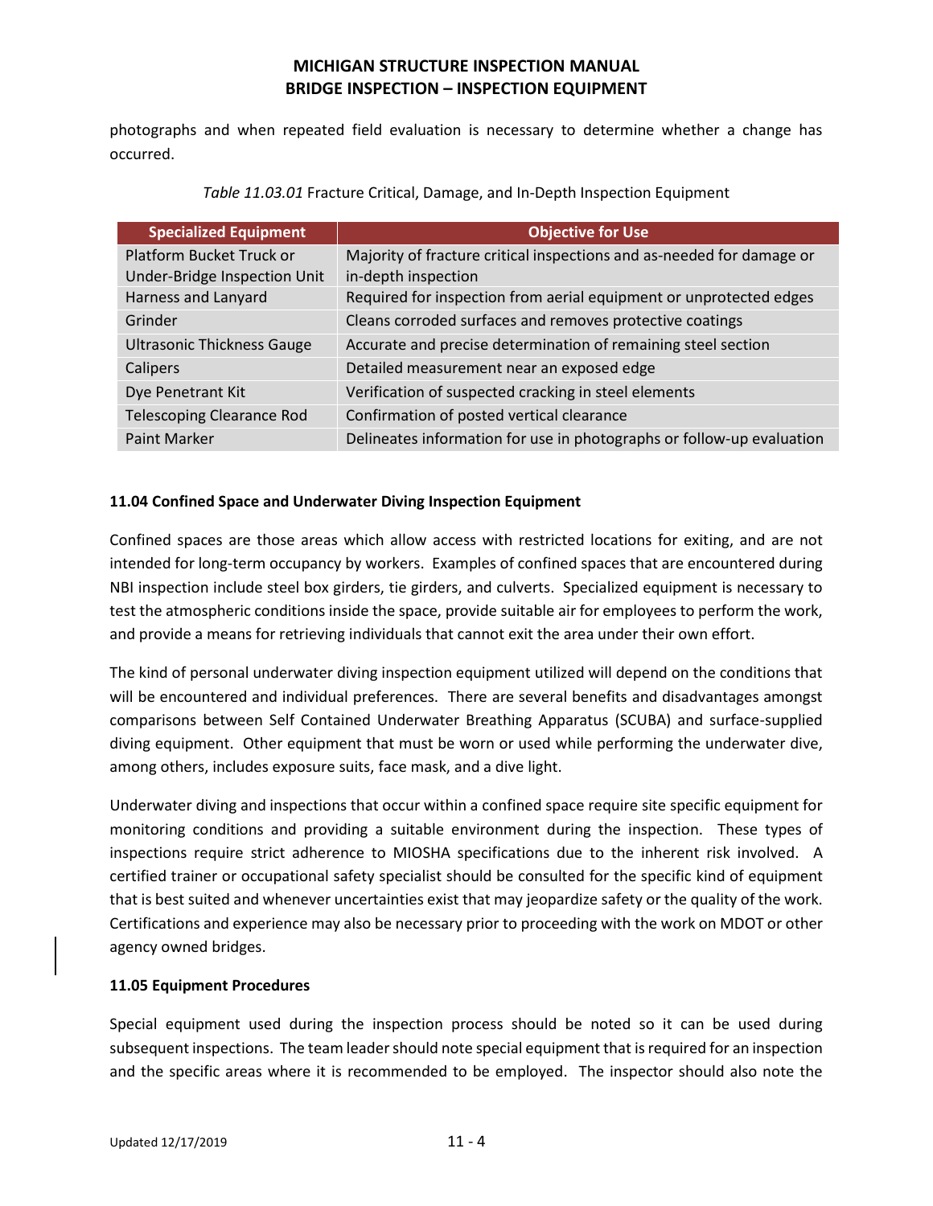photographs and when repeated field evaluation is necessary to determine whether a change has occurred.

*Table 11.03.01* Fracture Critical, Damage, and In-Depth Inspection Equipment

| Specialized Equipment | Objective for Use |
|---|---|
| Platform Bucket Truck or Under-Bridge Inspection Unit | Majority of fracture critical inspections and as-needed for damage or in-depth inspection |
| Harness and Lanyard | Required for inspection from aerial equipment or unprotected edges |
| Grinder | Cleans corroded surfaces and removes protective coatings |
| Ultrasonic Thickness Gauge | Accurate and precise determination of remaining steel section |
| Calipers | Detailed measurement near an exposed edge |
| Dye Penetrant Kit | Verification of suspected cracking in steel elements |
| Telescoping Clearance Rod | Confirmation of posted vertical clearance |
| Paint Marker | Delineates information for use in photographs or follow-up evaluation |

**11.04 Confined Space and Underwater Diving Inspection Equipment**

Confined spaces are those areas which allow access with restricted locations for exiting, and are not intended for long-term occupancy by workers. Examples of confined spaces that are encountered during NBI inspection include steel box girders, tie girders, and culverts. Specialized equipment is necessary to test the atmospheric conditions inside the space, provide suitable air for employees to perform the work, and provide a means for retrieving individuals that cannot exit the area under their own effort.

The kind of personal underwater diving inspection equipment utilized will depend on the conditions that will be encountered and individual preferences. There are several benefits and disadvantages amongst comparisons between Self Contained Underwater Breathing Apparatus (SCUBA) and surface-supplied diving equipment. Other equipment that must be worn or used while performing the underwater dive, among others, includes exposure suits, face mask, and a dive light.

Underwater diving and inspections that occur within a confined space require site specific equipment for monitoring conditions and providing a suitable environment during the inspection. These types of inspections require strict adherence to MIOSHA specifications due to the inherent risk involved. A certified trainer or occupational safety specialist should be consulted for the specific kind of equipment that is best suited and whenever uncertainties exist that may jeopardize safety or the quality of the work. Certifications and experience may also be necessary prior to proceeding with the work on MDOT or other agency owned bridges.

**11.05 Equipment Procedures**

Special equipment used during the inspection process should be noted so it can be used during subsequent inspections. The team leader should note special equipment that is required for an inspection and the specific areas where it is recommended to be employed. The inspector should also note the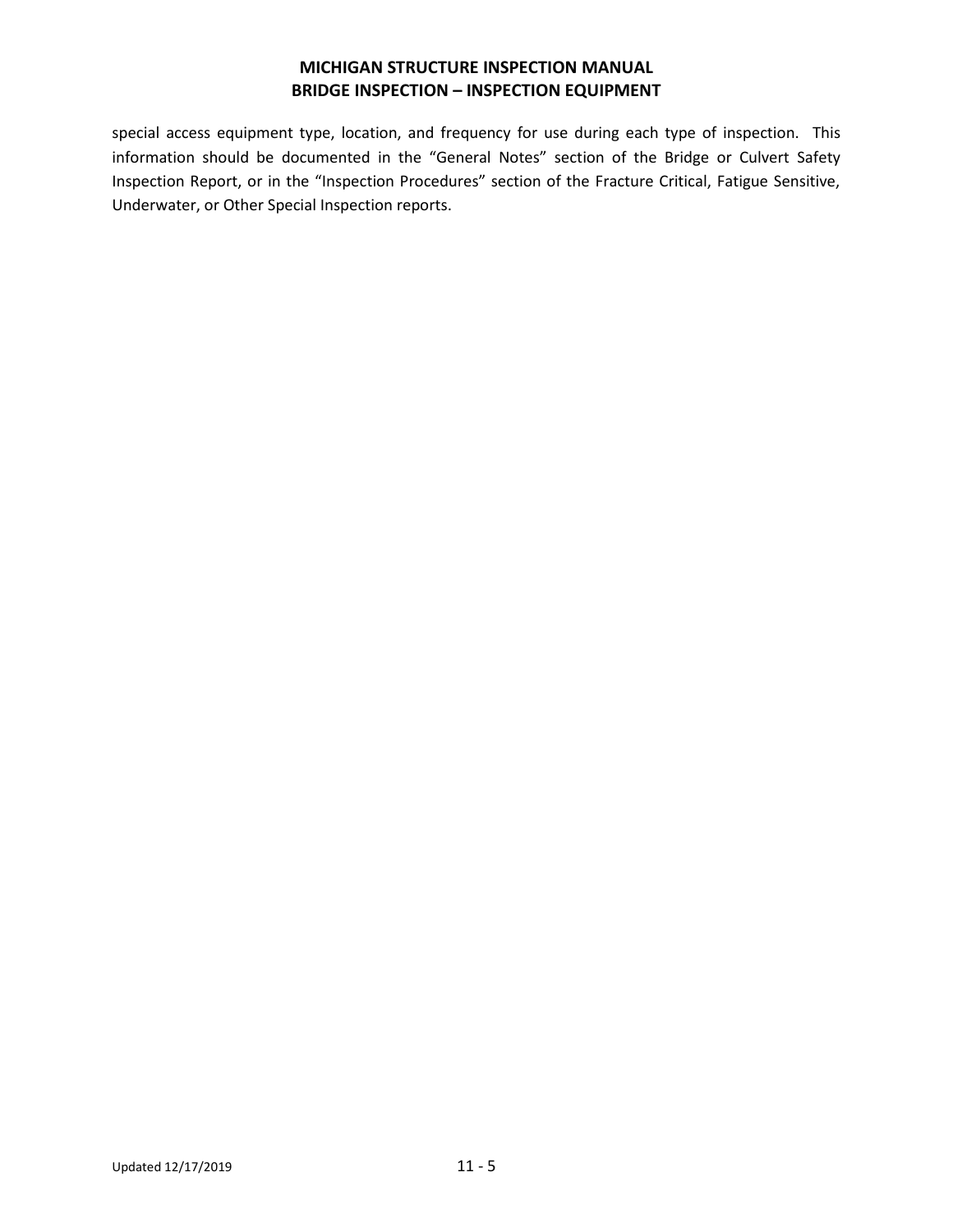special access equipment type, location, and frequency for use during each type of inspection. This information should be documented in the "General Notes" section of the Bridge or Culvert Safety Inspection Report, or in the "Inspection Procedures" section of the Fracture Critical, Fatigue Sensitive, Underwater, or Other Special Inspection reports.